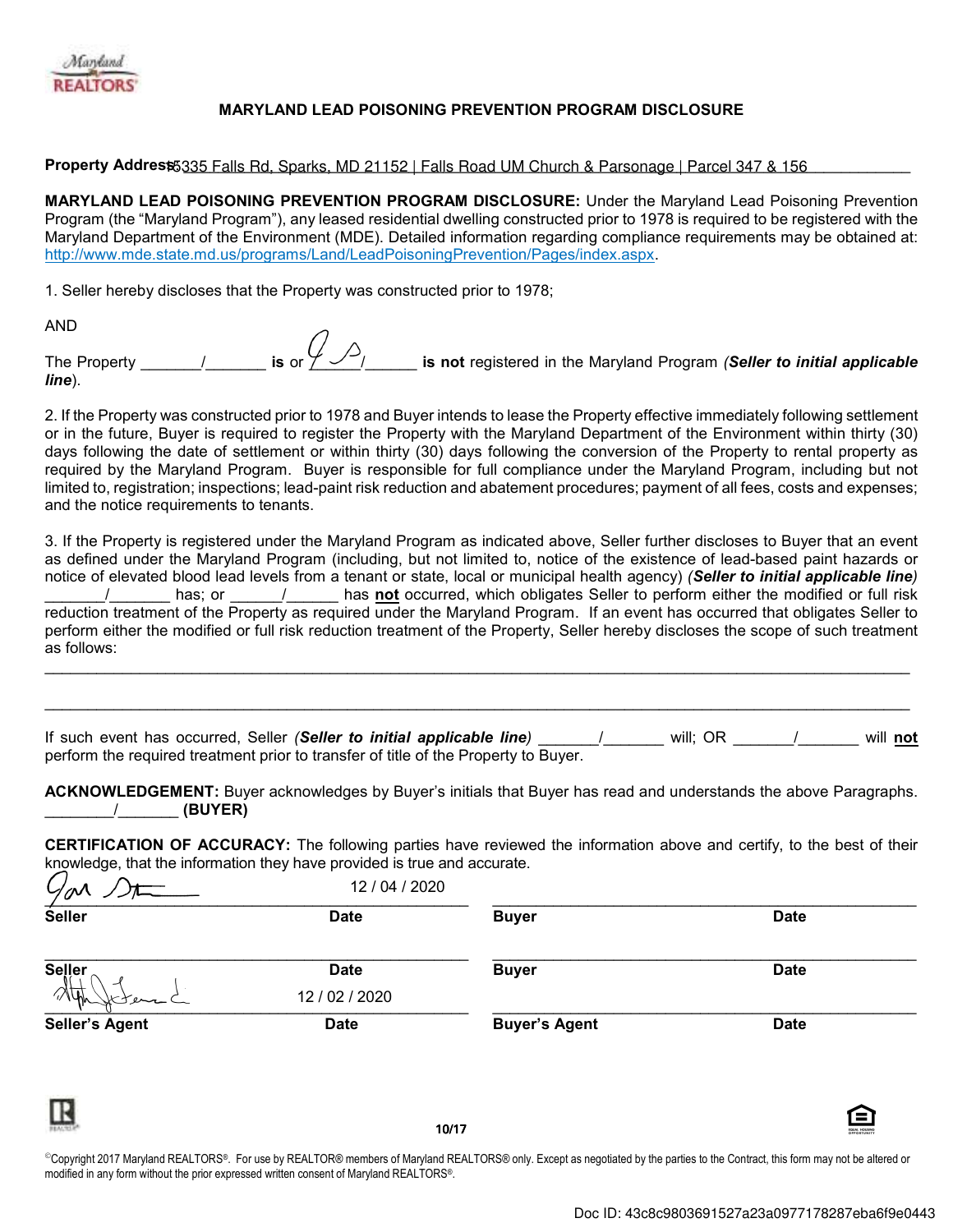# MARYLAND LEAD POISONING PREVENTION PROGRAM DISCLOSURE

**Property Address:** 5335 Falls Rd, Sparks, MD 21152 | Falls Road UM Church & Parsonage | Parcel 347 & 156

**MARYLAND LEAD POISONING PREVENTION PROGRAM DISCLOSURE:** Under the Maryland Lead Poisoning Prevention Program (the "Maryland Program"), any leased residential dwelling constructed prior to 1978 is required to be registered with the Maryland Department of the Environment (MDE). Detailed information regarding compliance requirements may be obtained at: http://www.mde.state.md.us/programs/Land/LeadPoisoningPrevention/Pages/index.aspx.

1. Seller hereby discloses that the Property was constructed prior to 1978;

AND

The Property _______/_______ **is** or [initials]/______ **is not** registered in the Maryland Program (***Seller to initial applicable line***).

2. If the Property was constructed prior to 1978 and Buyer intends to lease the Property effective immediately following settlement or in the future, Buyer is required to register the Property with the Maryland Department of the Environment within thirty (30) days following the date of settlement or within thirty (30) days following the conversion of the Property to rental property as required by the Maryland Program. Buyer is responsible for full compliance under the Maryland Program, including but not limited to, registration; inspections; lead-paint risk reduction and abatement procedures; payment of all fees, costs and expenses; and the notice requirements to tenants.

3. If the Property is registered under the Maryland Program as indicated above, Seller further discloses to Buyer that an event as defined under the Maryland Program (including, but not limited to, notice of the existence of lead-based paint hazards or notice of elevated blood lead levels from a tenant or state, local or municipal health agency) (***Seller to initial applicable line)*** _______/_______ has; or ______/______ has **not** occurred, which obligates Seller to perform either the modified or full risk reduction treatment of the Property as required under the Maryland Program. If an event has occurred that obligates Seller to perform either the modified or full risk reduction treatment of the Property, Seller hereby discloses the scope of such treatment as follows:

_______________________________________________________________________________________________

_______________________________________________________________________________________________

If such event has occurred, Seller (***Seller to initial applicable line)*** _______/_______ will; OR _______/_______ will **not** perform the required treatment prior to transfer of title of the Property to Buyer.

**ACKNOWLEDGEMENT:** Buyer acknowledges by Buyer's initials that Buyer has read and understands the above Paragraphs. ________/_______ **(BUYER)**

**CERTIFICATION OF ACCURACY:** The following parties have reviewed the information above and certify, to the best of their knowledge, that the information they have provided is true and accurate.

| | | | |
|---|---|---|---|
| [signature] | 12 / 04 / 2020 | | |
| **Seller** | **Date** | **Buyer** | **Date** |
| | | | |
| **Seller** | **Date** | **Buyer** | **Date** |
| [signature] | 12 / 02 / 2020 | | |
| **Seller's Agent** | **Date** | **Buyer's Agent** | **Date** |

10/17

©Copyright 2017 Maryland REALTORS®. For use by REALTOR® members of Maryland REALTORS® only. Except as negotiated by the parties to the Contract, this form may not be altered or modified in any form without the prior expressed written consent of Maryland REALTORS®.

Doc ID: 43c8c9803691527a23a0977178287eba6f9e0443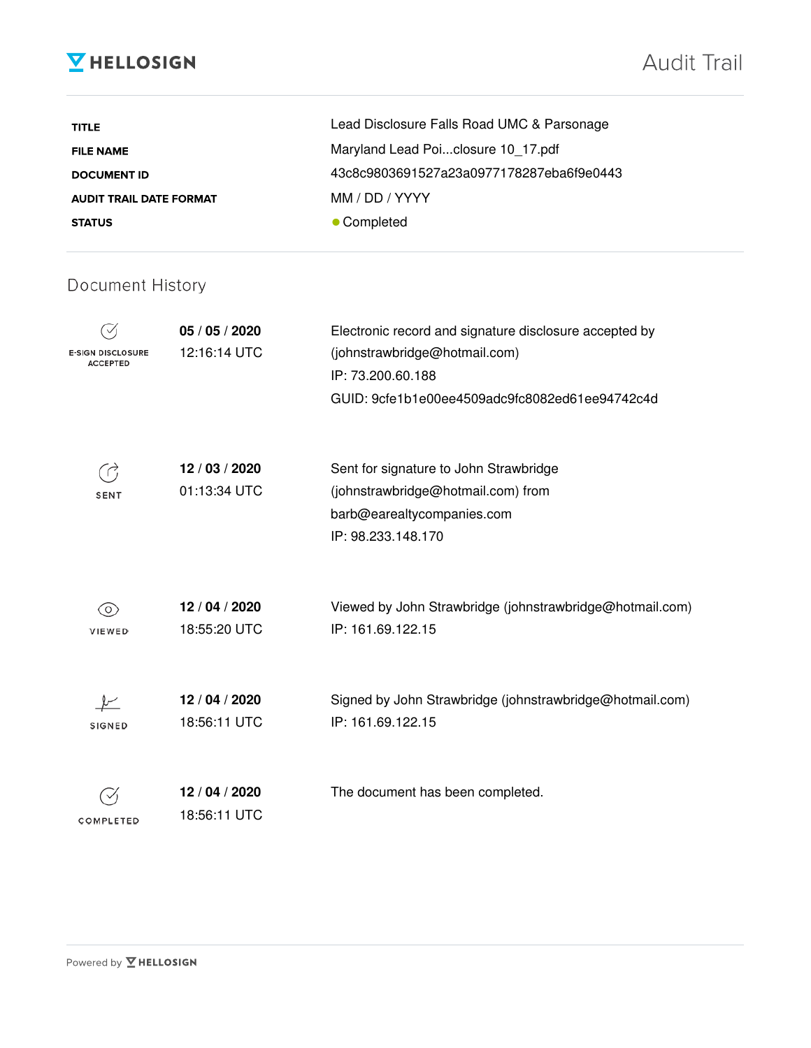HELLOSIGN

# Audit Trail

| | |
|---|---|
| **TITLE** | Lead Disclosure Falls Road UMC & Parsonage |
| **FILE NAME** | Maryland Lead Poi...closure 10_17.pdf |
| **DOCUMENT ID** | 43c8c9803691527a23a0977178287eba6f9e0443 |
| **AUDIT TRAIL DATE FORMAT** | MM / DD / YYYY |
| **STATUS** | Completed |

## Document History

| | | |
|---|---|---|
| E-SIGN DISCLOSURE ACCEPTED | **05 / 05 / 2020** 12:16:14 UTC | Electronic record and signature disclosure accepted by (johnstrawbridge@hotmail.com) IP: 73.200.60.188 GUID: 9cfe1b1e00ee4509adc9fc8082ed61ee94742c4d |
| SENT | **12 / 03 / 2020** 01:13:34 UTC | Sent for signature to John Strawbridge (johnstrawbridge@hotmail.com) from barb@earealtycompanies.com IP: 98.233.148.170 |
| VIEWED | **12 / 04 / 2020** 18:55:20 UTC | Viewed by John Strawbridge (johnstrawbridge@hotmail.com) IP: 161.69.122.15 |
| SIGNED | **12 / 04 / 2020** 18:56:11 UTC | Signed by John Strawbridge (johnstrawbridge@hotmail.com) IP: 161.69.122.15 |
| COMPLETED | **12 / 04 / 2020** 18:56:11 UTC | The document has been completed. |

Powered by HELLOSIGN